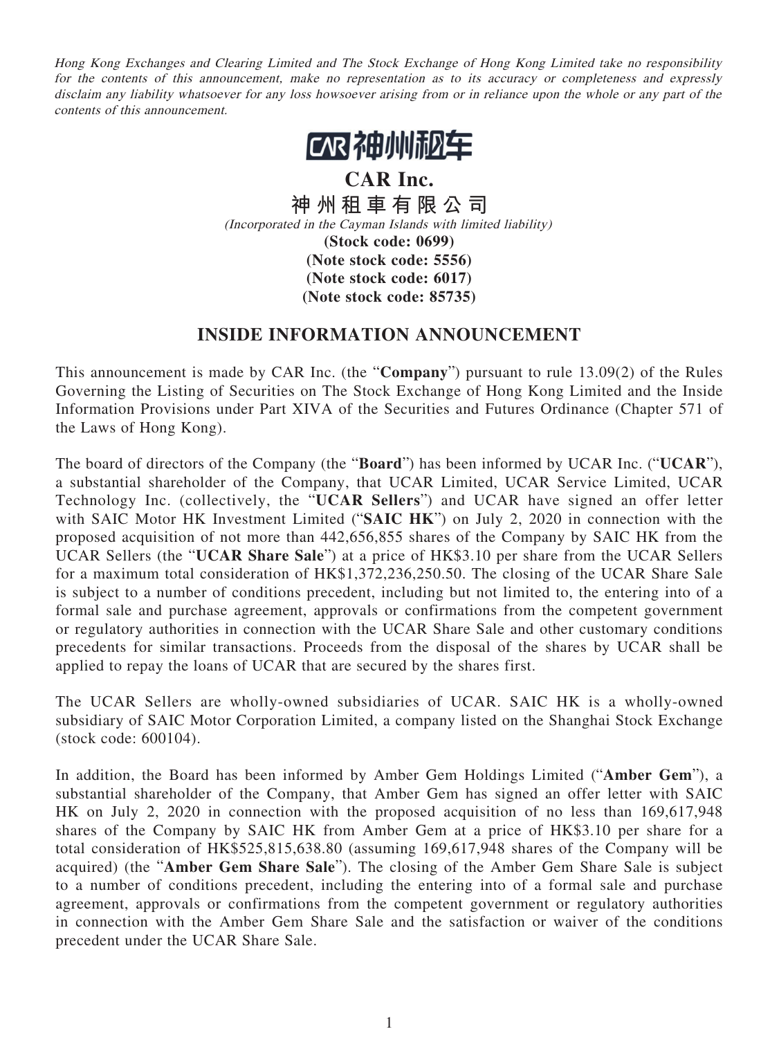*Hong Kong Exchanges and Clearing Limited and The Stock Exchange of Hong Kong Limited take no responsibility for the contents of this announcement, make no representation as to its accuracy or completeness and expressly disclaim any liability whatsoever for any loss howsoever arising from or in reliance upon the whole or any part of the contents of this announcement.*

# CAR Inc.

# 神州租車有限公司

*(Incorporated in the Cayman Islands with limited liability)*

**(Stock code: 0699)**
**(Note stock code: 5556)**
**(Note stock code: 6017)**
**(Note stock code: 85735)**

## INSIDE INFORMATION ANNOUNCEMENT

This announcement is made by CAR Inc. (the "**Company**") pursuant to rule 13.09(2) of the Rules Governing the Listing of Securities on The Stock Exchange of Hong Kong Limited and the Inside Information Provisions under Part XIVA of the Securities and Futures Ordinance (Chapter 571 of the Laws of Hong Kong).

The board of directors of the Company (the "**Board**") has been informed by UCAR Inc. ("**UCAR**"), a substantial shareholder of the Company, that UCAR Limited, UCAR Service Limited, UCAR Technology Inc. (collectively, the "**UCAR Sellers**") and UCAR have signed an offer letter with SAIC Motor HK Investment Limited ("**SAIC HK**") on July 2, 2020 in connection with the proposed acquisition of not more than 442,656,855 shares of the Company by SAIC HK from the UCAR Sellers (the "**UCAR Share Sale**") at a price of HK$3.10 per share from the UCAR Sellers for a maximum total consideration of HK$1,372,236,250.50. The closing of the UCAR Share Sale is subject to a number of conditions precedent, including but not limited to, the entering into of a formal sale and purchase agreement, approvals or confirmations from the competent government or regulatory authorities in connection with the UCAR Share Sale and other customary conditions precedents for similar transactions. Proceeds from the disposal of the shares by UCAR shall be applied to repay the loans of UCAR that are secured by the shares first.

The UCAR Sellers are wholly-owned subsidiaries of UCAR. SAIC HK is a wholly-owned subsidiary of SAIC Motor Corporation Limited, a company listed on the Shanghai Stock Exchange (stock code: 600104).

In addition, the Board has been informed by Amber Gem Holdings Limited ("**Amber Gem**"), a substantial shareholder of the Company, that Amber Gem has signed an offer letter with SAIC HK on July 2, 2020 in connection with the proposed acquisition of no less than 169,617,948 shares of the Company by SAIC HK from Amber Gem at a price of HK$3.10 per share for a total consideration of HK$525,815,638.80 (assuming 169,617,948 shares of the Company will be acquired) (the "**Amber Gem Share Sale**"). The closing of the Amber Gem Share Sale is subject to a number of conditions precedent, including the entering into of a formal sale and purchase agreement, approvals or confirmations from the competent government or regulatory authorities in connection with the Amber Gem Share Sale and the satisfaction or waiver of the conditions precedent under the UCAR Share Sale.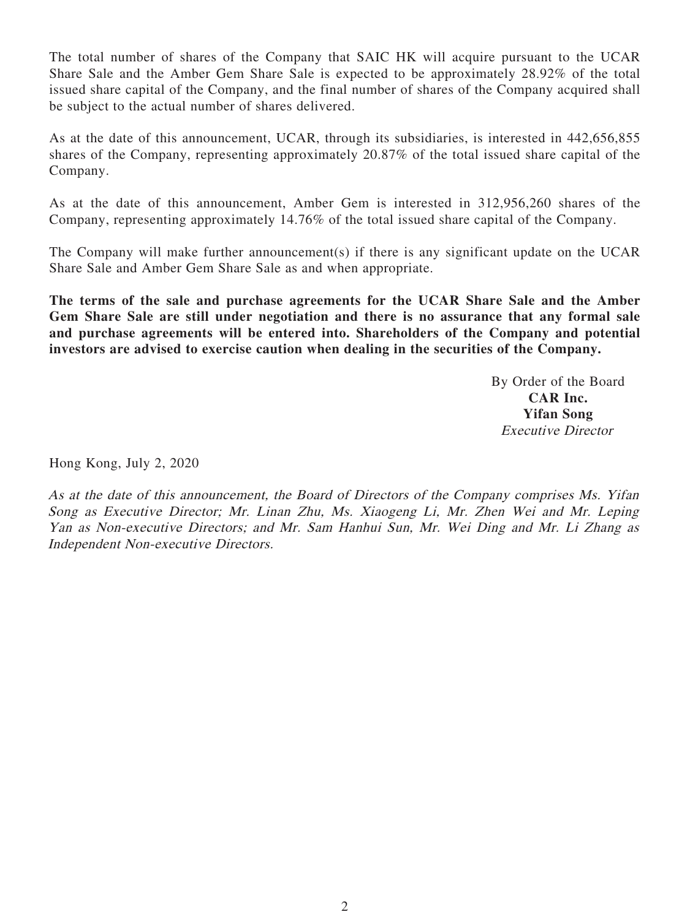The total number of shares of the Company that SAIC HK will acquire pursuant to the UCAR Share Sale and the Amber Gem Share Sale is expected to be approximately 28.92% of the total issued share capital of the Company, and the final number of shares of the Company acquired shall be subject to the actual number of shares delivered.

As at the date of this announcement, UCAR, through its subsidiaries, is interested in 442,656,855 shares of the Company, representing approximately 20.87% of the total issued share capital of the Company.

As at the date of this announcement, Amber Gem is interested in 312,956,260 shares of the Company, representing approximately 14.76% of the total issued share capital of the Company.

The Company will make further announcement(s) if there is any significant update on the UCAR Share Sale and Amber Gem Share Sale as and when appropriate.

**The terms of the sale and purchase agreements for the UCAR Share Sale and the Amber Gem Share Sale are still under negotiation and there is no assurance that any formal sale and purchase agreements will be entered into. Shareholders of the Company and potential investors are advised to exercise caution when dealing in the securities of the Company.**

By Order of the Board
**CAR Inc.**
**Yifan Song**
*Executive Director*

Hong Kong, July 2, 2020

*As at the date of this announcement, the Board of Directors of the Company comprises Ms. Yifan Song as Executive Director; Mr. Linan Zhu, Ms. Xiaogeng Li, Mr. Zhen Wei and Mr. Leping Yan as Non-executive Directors; and Mr. Sam Hanhui Sun, Mr. Wei Ding and Mr. Li Zhang as Independent Non-executive Directors.*